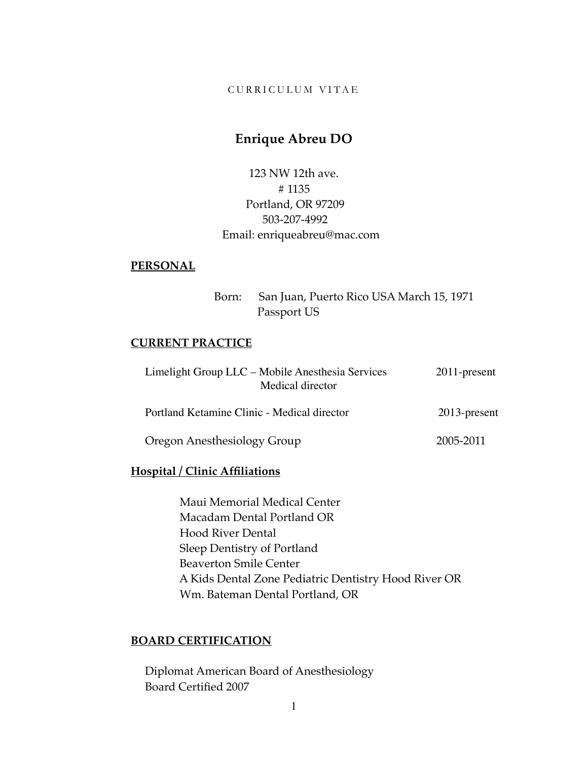CURRICULUM VITAE

# Enrique Abreu DO

123 NW 12th ave.
# 1135
Portland, OR 97209
503-207-4992
Email: enriqueabreu@mac.com

## PERSONAL

Born: San Juan, Puerto Rico USA March 15, 1971
Passport US

## CURRENT PRACTICE

| | |
|---|---|
| Limelight Group LLC – Mobile Anesthesia Services<br>Medical director | 2011-present |
| Portland Ketamine Clinic - Medical director | 2013-present |
| Oregon Anesthesiology Group | 2005-2011 |

## Hospital / Clinic Affiliations

Maui Memorial Medical Center
Macadam Dental Portland OR
Hood River Dental
Sleep Dentistry of Portland
Beaverton Smile Center
A Kids Dental Zone Pediatric Dentistry Hood River OR
Wm. Bateman Dental Portland, OR

## BOARD CERTIFICATION

Diplomat American Board of Anesthesiology
Board Certified 2007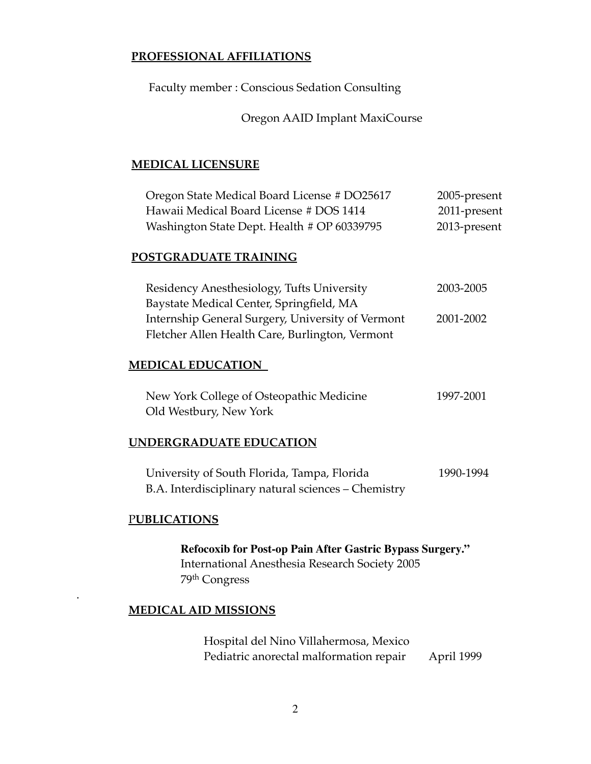## PROFESSIONAL AFFILIATIONS

Faculty member : Conscious Sedation Consulting

Oregon AAID Implant MaxiCourse

## MEDICAL LICENSURE

Oregon State Medical Board License # DO25617 — 2005-present
Hawaii Medical Board License # DOS 1414 — 2011-present
Washington State Dept. Health # OP 60339795 — 2013-present

## POSTGRADUATE TRAINING

Residency Anesthesiology, Tufts University — 2003-2005
Baystate Medical Center, Springfield, MA
Internship General Surgery, University of Vermont — 2001-2002
Fletcher Allen Health Care, Burlington, Vermont

## MEDICAL EDUCATION

New York College of Osteopathic Medicine — 1997-2001
Old Westbury, New York

## UNDERGRADUATE EDUCATION

University of South Florida, Tampa, Florida — 1990-1994
B.A. Interdisciplinary natural sciences – Chemistry

## PUBLICATIONS

**Refocoxib for Post-op Pain After Gastric Bypass Surgery."**
International Anesthesia Research Society 2005
79th Congress

## MEDICAL AID MISSIONS

Hospital del Nino Villahermosa, Mexico
Pediatric anorectal malformation repair — April 1999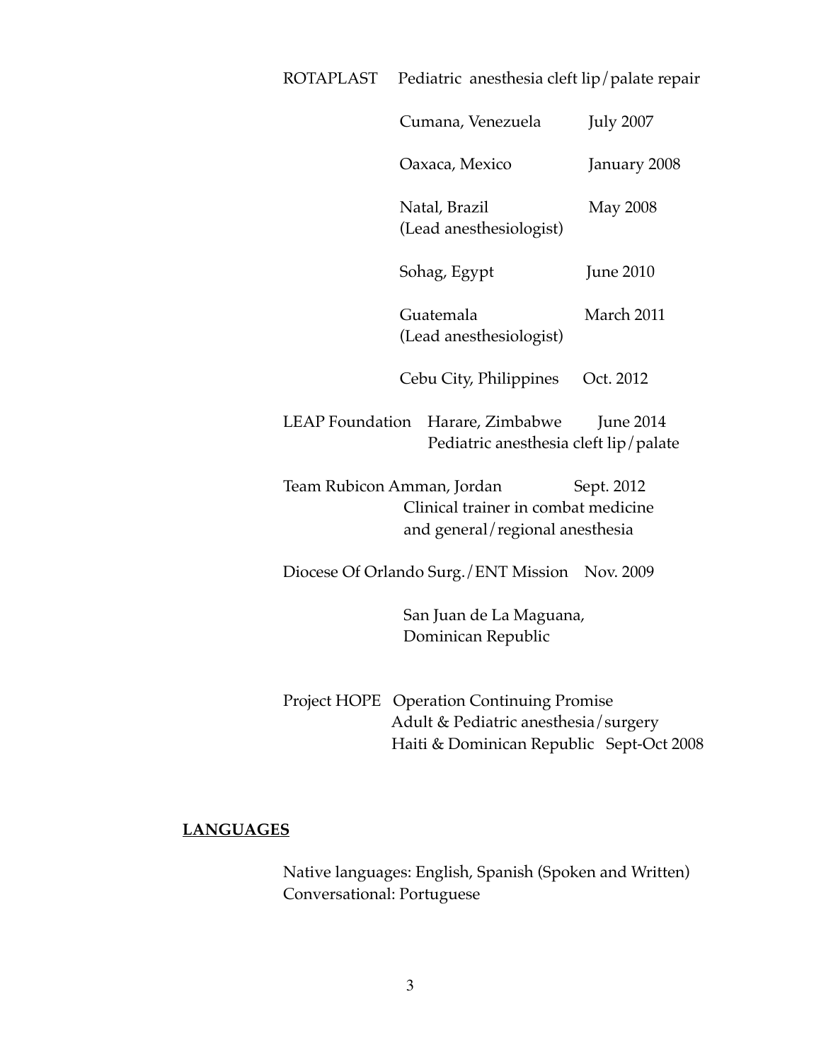ROTAPLAST Pediatric anesthesia cleft lip/palate repair

| | |
|---|---|
| Cumana, Venezuela | July 2007 |
| Oaxaca, Mexico | January 2008 |
| Natal, Brazil (Lead anesthesiologist) | May 2008 |
| Sohag, Egypt | June 2010 |
| Guatemala (Lead anesthesiologist) | March 2011 |
| Cebu City, Philippines | Oct. 2012 |

LEAP Foundation Harare, Zimbabwe June 2014
Pediatric anesthesia cleft lip/palate

Team Rubicon Amman, Jordan Sept. 2012
Clinical trainer in combat medicine and general/regional anesthesia

Diocese Of Orlando Surg./ENT Mission Nov. 2009

San Juan de La Maguana, Dominican Republic

Project HOPE Operation Continuing Promise
Adult & Pediatric anesthesia/surgery
Haiti & Dominican Republic Sept-Oct 2008

## LANGUAGES

Native languages: English, Spanish (Spoken and Written)
Conversational: Portuguese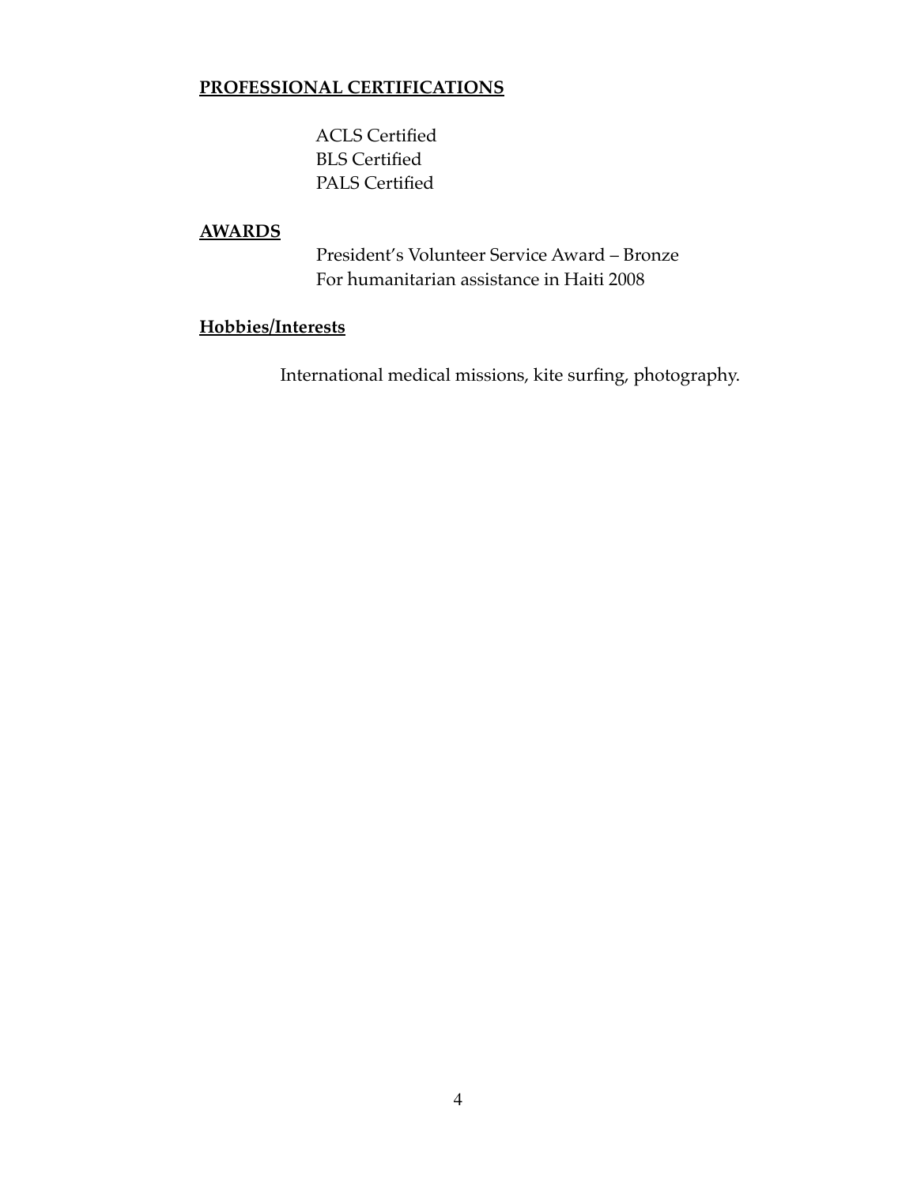## **PROFESSIONAL CERTIFICATIONS**

ACLS Certified
BLS Certified
PALS Certified

## **AWARDS**

President's Volunteer Service Award – Bronze
For humanitarian assistance in Haiti 2008

## **Hobbies/Interests**

International medical missions, kite surfing, photography.